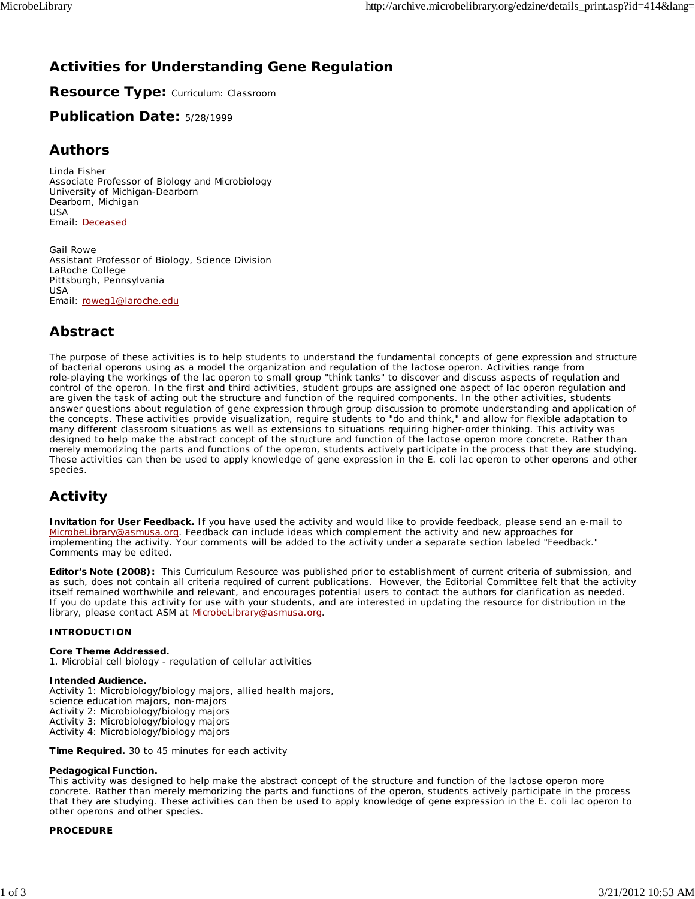# Activities for Understanding Gene Regulation

## Resource Type: Curriculum: Classroom

## Publication Date: 5/28/1999

## Authors

Linda Fisher
Associate Professor of Biology and Microbiology
University of Michigan-Dearborn
Dearborn, Michigan
USA
Email: Deceased

Gail Rowe
Assistant Professor of Biology, Science Division
LaRoche College
Pittsburgh, Pennsylvania
USA
Email: roweg1@laroche.edu

## Abstract

The purpose of these activities is to help students to understand the fundamental concepts of gene expression and structure of bacterial operons using as a model the organization and regulation of the lactose operon. Activities range from role-playing the workings of the lac operon to small group "think tanks" to discover and discuss aspects of regulation and control of the operon. In the first and third activities, student groups are assigned one aspect of lac operon regulation and are given the task of acting out the structure and function of the required components. In the other activities, students answer questions about regulation of gene expression through group discussion to promote understanding and application of the concepts. These activities provide visualization, require students to "do and think," and allow for flexible adaptation to many different classroom situations as well as extensions to situations requiring higher-order thinking. This activity was designed to help make the abstract concept of the structure and function of the lactose operon more concrete. Rather than merely memorizing the parts and functions of the operon, students actively participate in the process that they are studying. These activities can then be used to apply knowledge of gene expression in the E. coli lac operon to other operons and other species.

## Activity

**Invitation for User Feedback.** If you have used the activity and would like to provide feedback, please send an e-mail to MicrobeLibrary@asmusa.org. Feedback can include ideas which complement the activity and new approaches for implementing the activity. Your comments will be added to the activity under a separate section labeled "Feedback." Comments may be edited.

**Editor's Note (2008):** This Curriculum Resource was published prior to establishment of current criteria of submission, and as such, does not contain all criteria required of current publications. However, the Editorial Committee felt that the activity itself remained worthwhile and relevant, and encourages potential users to contact the authors for clarification as needed. If you do update this activity for use with your students, and are interested in updating the resource for distribution in the library, please contact ASM at MicrobeLibrary@asmusa.org.

**INTRODUCTION**

**Core Theme Addressed.**
1. Microbial cell biology - regulation of cellular activities

**Intended Audience.**
Activity 1: Microbiology/biology majors, allied health majors, science education majors, non-majors
Activity 2: Microbiology/biology majors
Activity 3: Microbiology/biology majors
Activity 4: Microbiology/biology majors

**Time Required.** 30 to 45 minutes for each activity

**Pedagogical Function.**
This activity was designed to help make the abstract concept of the structure and function of the lactose operon more concrete. Rather than merely memorizing the parts and functions of the operon, students actively participate in the process that they are studying. These activities can then be used to apply knowledge of gene expression in the E. coli lac operon to other operons and other species.

**PROCEDURE**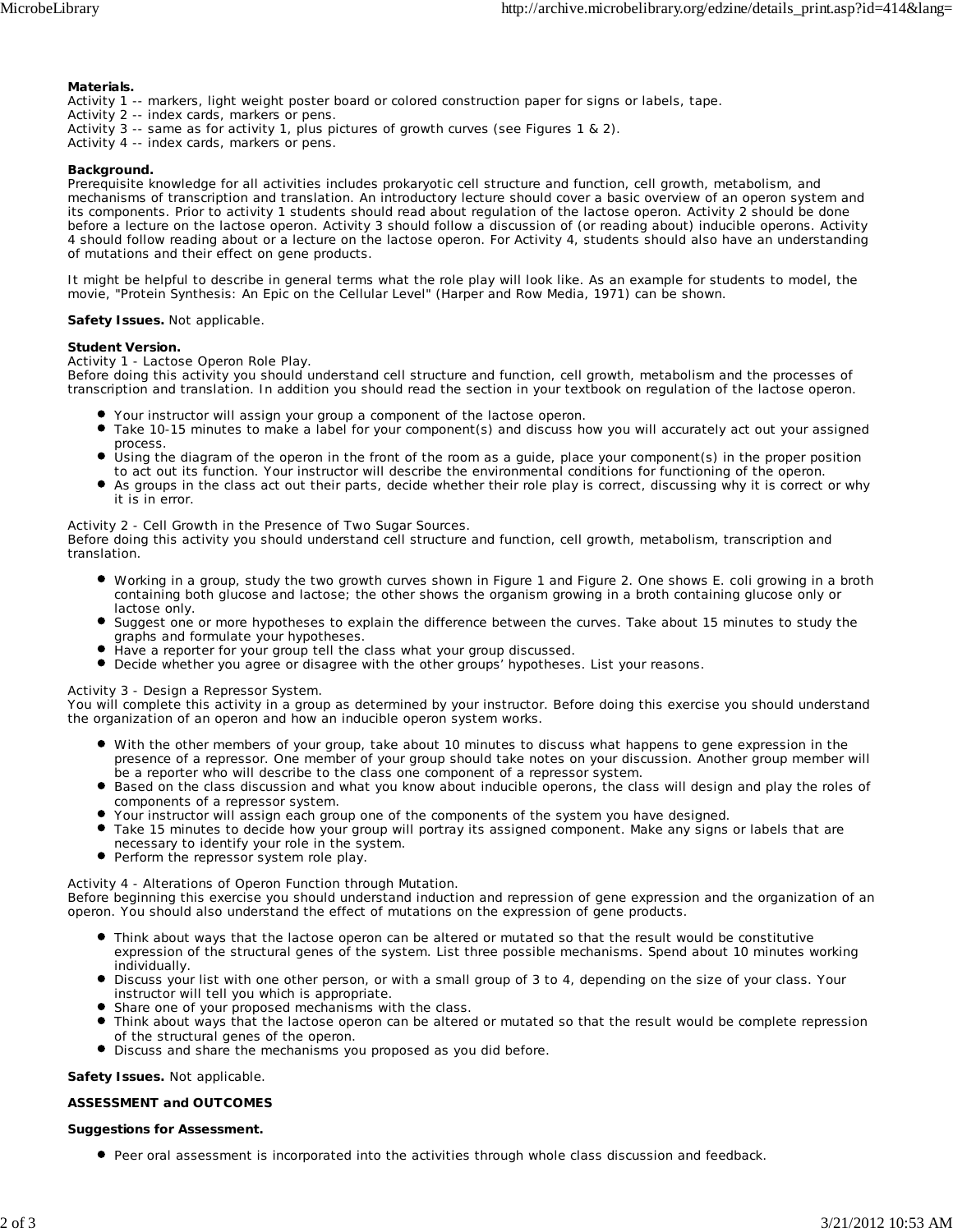**Materials.**
Activity 1 -- markers, light weight poster board or colored construction paper for signs or labels, tape.
Activity 2 -- index cards, markers or pens.
Activity 3 -- same as for activity 1, plus pictures of growth curves (see Figures 1 & 2).
Activity 4 -- index cards, markers or pens.

**Background.**
Prerequisite knowledge for all activities includes prokaryotic cell structure and function, cell growth, metabolism, and mechanisms of transcription and translation. An introductory lecture should cover a basic overview of an operon system and its components. Prior to activity 1 students should read about regulation of the lactose operon. Activity 2 should be done before a lecture on the lactose operon. Activity 3 should follow a discussion of (or reading about) inducible operons. Activity 4 should follow reading about or a lecture on the lactose operon. For Activity 4, students should also have an understanding of mutations and their effect on gene products.

It might be helpful to describe in general terms what the role play will look like. As an example for students to model, the movie, "Protein Synthesis: An Epic on the Cellular Level" (Harper and Row Media, 1971) can be shown.

**Safety Issues.** Not applicable.

**Student Version.**
Activity 1 - Lactose Operon Role Play.
Before doing this activity you should understand cell structure and function, cell growth, metabolism and the processes of transcription and translation. In addition you should read the section in your textbook on regulation of the lactose operon.

- Your instructor will assign your group a component of the lactose operon.
- Take 10-15 minutes to make a label for your component(s) and discuss how you will accurately act out your assigned process.
- Using the diagram of the operon in the front of the room as a guide, place your component(s) in the proper position to act out its function. Your instructor will describe the environmental conditions for functioning of the operon.
- As groups in the class act out their parts, decide whether their role play is correct, discussing why it is correct or why it is in error.

Activity 2 - Cell Growth in the Presence of Two Sugar Sources.
Before doing this activity you should understand cell structure and function, cell growth, metabolism, transcription and translation.

- Working in a group, study the two growth curves shown in Figure 1 and Figure 2. One shows E. coli growing in a broth containing both glucose and lactose; the other shows the organism growing in a broth containing glucose only or lactose only.
- Suggest one or more hypotheses to explain the difference between the curves. Take about 15 minutes to study the graphs and formulate your hypotheses.
- Have a reporter for your group tell the class what your group discussed.
- Decide whether you agree or disagree with the other groups' hypotheses. List your reasons.

Activity 3 - Design a Repressor System.
You will complete this activity in a group as determined by your instructor. Before doing this exercise you should understand the organization of an operon and how an inducible operon system works.

- With the other members of your group, take about 10 minutes to discuss what happens to gene expression in the presence of a repressor. One member of your group should take notes on your discussion. Another group member will be a reporter who will describe to the class one component of a repressor system.
- Based on the class discussion and what you know about inducible operons, the class will design and play the roles of components of a repressor system.
- Your instructor will assign each group one of the components of the system you have designed.
- Take 15 minutes to decide how your group will portray its assigned component. Make any signs or labels that are necessary to identify your role in the system.
- Perform the repressor system role play.

Activity 4 - Alterations of Operon Function through Mutation.
Before beginning this exercise you should understand induction and repression of gene expression and the organization of an operon. You should also understand the effect of mutations on the expression of gene products.

- Think about ways that the lactose operon can be altered or mutated so that the result would be constitutive expression of the structural genes of the system. List three possible mechanisms. Spend about 10 minutes working individually.
- Discuss your list with one other person, or with a small group of 3 to 4, depending on the size of your class. Your instructor will tell you which is appropriate.
- Share one of your proposed mechanisms with the class.
- Think about ways that the lactose operon can be altered or mutated so that the result would be complete repression of the structural genes of the operon.
- Discuss and share the mechanisms you proposed as you did before.

**Safety Issues.** Not applicable.

**ASSESSMENT and OUTCOMES**

**Suggestions for Assessment.**

- Peer oral assessment is incorporated into the activities through whole class discussion and feedback.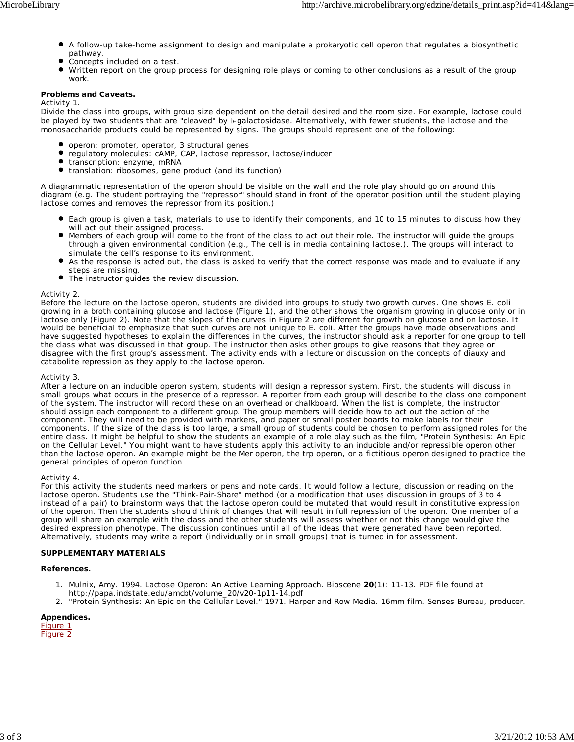- A follow-up take-home assignment to design and manipulate a prokaryotic cell operon that regulates a biosynthetic pathway.
- Concepts included on a test.
- Written report on the group process for designing role plays or coming to other conclusions as a result of the group work.

**Problems and Caveats.**

Activity 1.

Divide the class into groups, with group size dependent on the detail desired and the room size. For example, lactose could be played by two students that are "cleaved" by b-galactosidase. Alternatively, with fewer students, the lactose and the monosaccharide products could be represented by signs. The groups should represent one of the following:

- operon: promoter, operator, 3 structural genes
- regulatory molecules: cAMP, CAP, lactose repressor, lactose/inducer
- transcription: enzyme, mRNA
- translation: ribosomes, gene product (and its function)

A diagrammatic representation of the operon should be visible on the wall and the role play should go on around this diagram (e.g. The student portraying the "repressor" should stand in front of the operator position until the student playing lactose comes and removes the repressor from its position.)

- Each group is given a task, materials to use to identify their components, and 10 to 15 minutes to discuss how they will act out their assigned process.
- Members of each group will come to the front of the class to act out their role. The instructor will guide the groups through a given environmental condition (e.g., The cell is in media containing lactose.). The groups will interact to simulate the cell's response to its environment.
- As the response is acted out, the class is asked to verify that the correct response was made and to evaluate if any steps are missing.
- The instructor guides the review discussion.

Activity 2.

Before the lecture on the lactose operon, students are divided into groups to study two growth curves. One shows E. coli growing in a broth containing glucose and lactose (Figure 1), and the other shows the organism growing in glucose only or in lactose only (Figure 2). Note that the slopes of the curves in Figure 2 are different for growth on glucose and on lactose. It would be beneficial to emphasize that such curves are not unique to E. coli. After the groups have made observations and have suggested hypotheses to explain the differences in the curves, the instructor should ask a reporter for one group to tell the class what was discussed in that group. The instructor then asks other groups to give reasons that they agree or disagree with the first group's assessment. The activity ends with a lecture or discussion on the concepts of diauxy and catabolite repression as they apply to the lactose operon.

Activity 3.

After a lecture on an inducible operon system, students will design a repressor system. First, the students will discuss in small groups what occurs in the presence of a repressor. A reporter from each group will describe to the class one component of the system. The instructor will record these on an overhead or chalkboard. When the list is complete, the instructor should assign each component to a different group. The group members will decide how to act out the action of the component. They will need to be provided with markers, and paper or small poster boards to make labels for their components. If the size of the class is too large, a small group of students could be chosen to perform assigned roles for the entire class. It might be helpful to show the students an example of a role play such as the film, "Protein Synthesis: An Epic on the Cellular Level." You might want to have students apply this activity to an inducible and/or repressible operon other than the lactose operon. An example might be the Mer operon, the trp operon, or a fictitious operon designed to practice the general principles of operon function.

Activity 4.

For this activity the students need markers or pens and note cards. It would follow a lecture, discussion or reading on the lactose operon. Students use the "Think-Pair-Share" method (or a modification that uses discussion in groups of 3 to 4 instead of a pair) to brainstorm ways that the lactose operon could be mutated that would result in constitutive expression of the operon. Then the students should think of changes that will result in full repression of the operon. One member of a group will share an example with the class and the other students will assess whether or not this change would give the desired expression phenotype. The discussion continues until all of the ideas that were generated have been reported. Alternatively, students may write a report (individually or in small groups) that is turned in for assessment.

**SUPPLEMENTARY MATERIALS**

**References.**

1. Mulnix, Amy. 1994. Lactose Operon: An Active Learning Approach. Bioscene **20**(1): 11-13. PDF file found at http://papa.indstate.edu/amcbt/volume_20/v20-1p11-14.pdf
2. "Protein Synthesis: An Epic on the Cellular Level." 1971. Harper and Row Media. 16mm film. Senses Bureau, producer.

**Appendices.**

Figure 1

Figure 2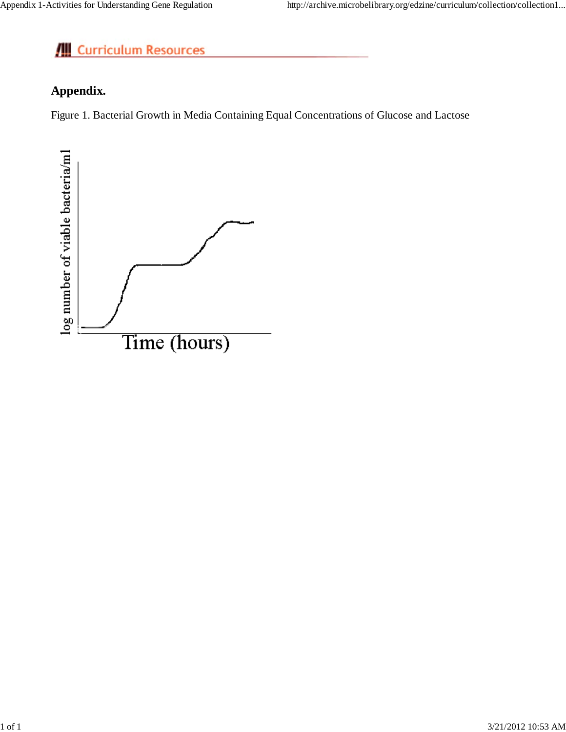## Curriculum Resources

### Appendix.

Figure 1. Bacterial Growth in Media Containing Equal Concentrations of Glucose and Lactose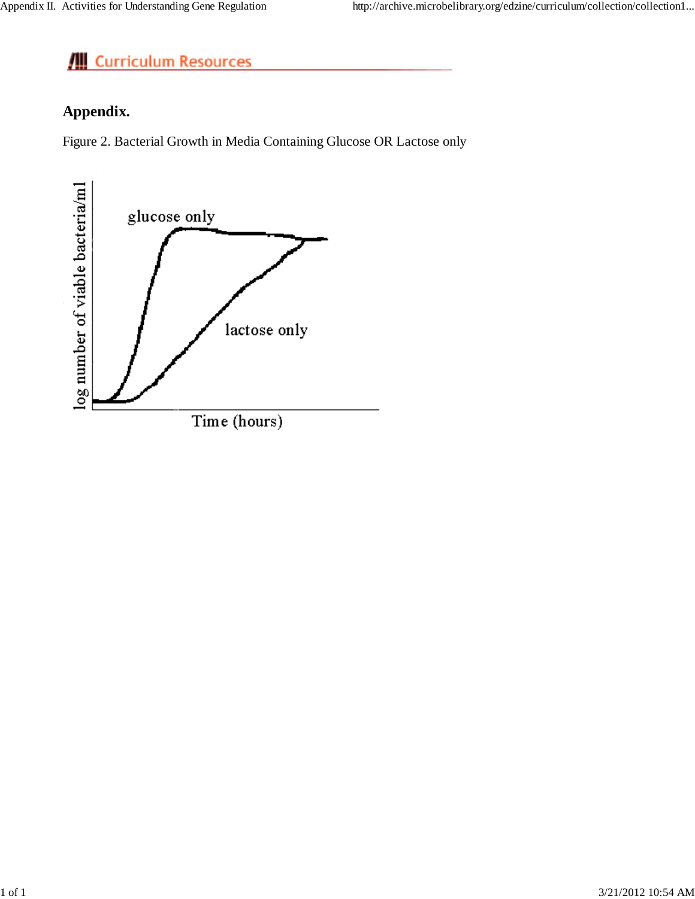## Curriculum Resources

## Appendix.

Figure 2. Bacterial Growth in Media Containing Glucose OR Lactose only

log number of viable bacteria/ml

glucose only

lactose only

Time (hours)